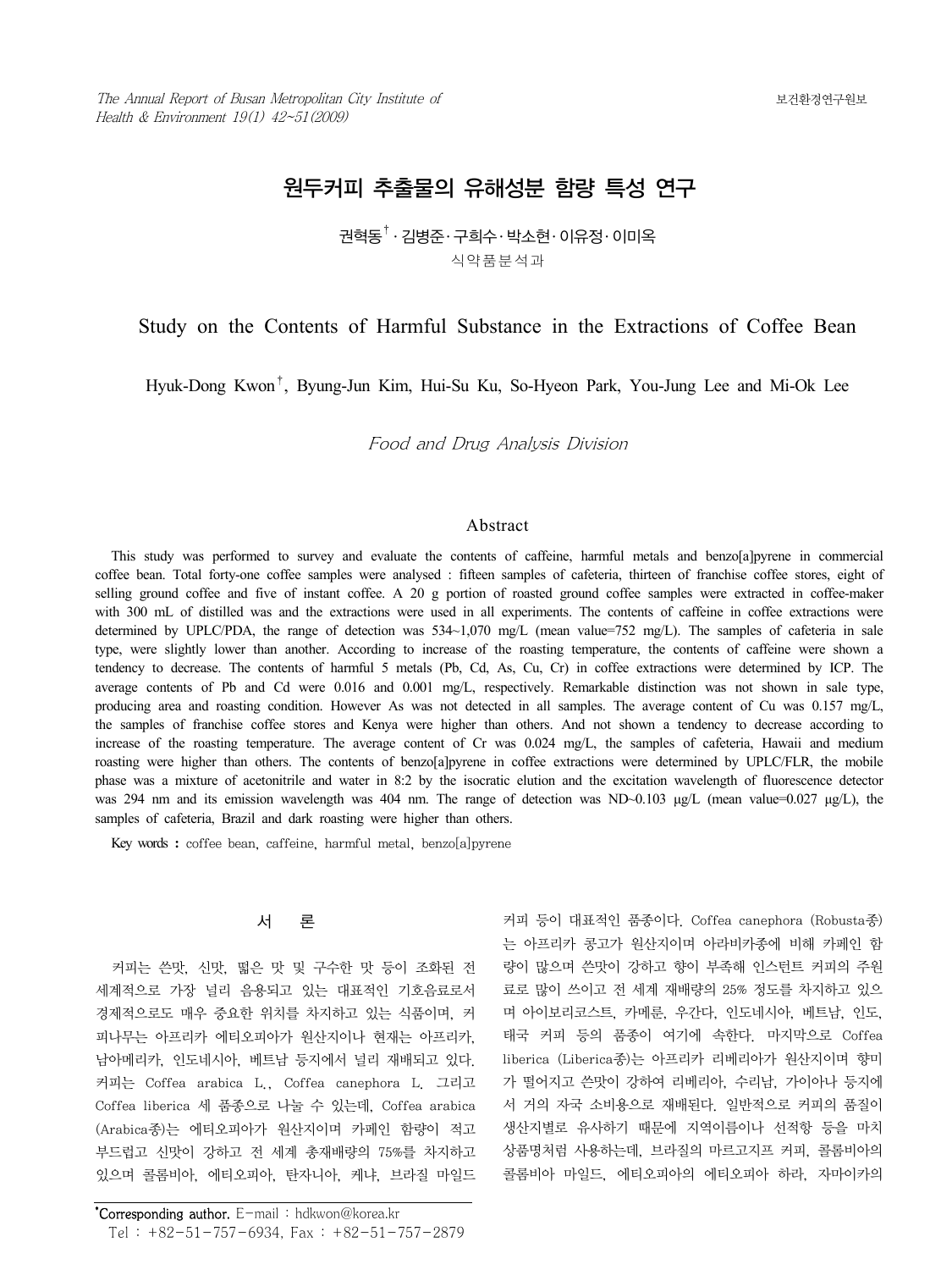# 원두커피 추출물의 유해성분 함량 특성 연구

권혁동[†] · 김병준 · 구희수 · 박소현 · 이유정 · 이미옥

식약품분석과

# Study on the Contents of Harmful Substance in the Extractions of Coffee Bean

Hyuk-Dong Kwon[†], Byung-Jun Kim, Hui-Su Ku, So-Hyeon Park, You-Jung Lee and Mi-Ok Lee

*Food and Drug Analysis Division*

## Abstract

This study was performed to survey and evaluate the contents of caffeine, harmful metals and benzo[a]pyrene in commercial coffee bean. Total forty-one coffee samples were analysed : fifteen samples of cafeteria, thirteen of franchise coffee stores, eight of selling ground coffee and five of instant coffee. A 20 g portion of roasted ground coffee samples were extracted in coffee-maker with 300 mL of distilled was and the extractions were used in all experiments. The contents of caffeine in coffee extractions were determined by UPLC/PDA, the range of detection was 534~1,070 mg/L (mean value=752 mg/L). The samples of cafeteria in sale type, were slightly lower than another. According to increase of the roasting temperature, the contents of caffeine were shown a tendency to decrease. The contents of harmful 5 metals (Pb, Cd, As, Cu, Cr) in coffee extractions were determined by ICP. The average contents of Pb and Cd were 0.016 and 0.001 mg/L, respectively. Remarkable distinction was not shown in sale type, producing area and roasting condition. However As was not detected in all samples. The average content of Cu was 0.157 mg/L, the samples of franchise coffee stores and Kenya were higher than others. And not shown a tendency to decrease according to increase of the roasting temperature. The average content of Cr was 0.024 mg/L, the samples of cafeteria, Hawaii and medium roasting were higher than others. The contents of benzo[a]pyrene in coffee extractions were determined by UPLC/FLR, the mobile phase was a mixture of acetonitrile and water in 8:2 by the isocratic elution and the excitation wavelength of fluorescence detector was 294 nm and its emission wavelength was 404 nm. The range of detection was ND~0.103 μg/L (mean value=0.027 μg/L), the samples of cafeteria, Brazil and dark roasting were higher than others.

**Key words :** coffee bean, caffeine, harmful metal, benzo[a]pyrene

## 서 론

커피는 쓴맛, 신맛, 떫은 맛 및 구수한 맛 등이 조화된 전 세계적으로 가장 널리 음용되고 있는 대표적인 기호음료로서 경제적으로도 매우 중요한 위치를 차지하고 있는 식품이며, 커피나무는 아프리카 에티오피아가 원산지이나 현재는 아프리카, 남아메리카, 인도네시아, 베트남 등지에서 널리 재배되고 있다. 커피는 Coffea arabica L., Coffea canephora L. 그리고 Coffea liberica 세 품종으로 나눌 수 있는데, Coffea arabica (Arabica종)는 에티오피아가 원산지이며 카페인 함량이 적고 부드럽고 신맛이 강하고 전 세계 총재배량의 75%를 차지하고 있으며 콜롬비아, 에티오피아, 탄자니아, 케냐, 브라질 마일드 커피 등이 대표적인 품종이다. Coffea canephora (Robusta종)는 아프리카 콩고가 원산지이며 아라비카종에 비해 카페인 함량이 많으며 쓴맛이 강하고 향이 부족해 인스턴트 커피의 주원료로 많이 쓰이고 전 세계 재배량의 25% 정도를 차지하고 있으며 아이보리코스트, 카메룬, 우간다, 인도네시아, 베트남, 인도, 태국 커피 등의 품종이 여기에 속한다. 마지막으로 Coffea liberica (Liberica종)는 아프리카 리베리아가 원산지이며 향미가 떨어지고 쓴맛이 강하여 리베리아, 수리남, 가이아나 등지에서 거의 자국 소비용으로 재배된다. 일반적으로 커피의 품질이 생산지별로 유사하기 때문에 지역이름이나 선적항 등을 마치 상품명처럼 사용하는데, 브라질의 마르고지프 커피, 콜롬비아의 콜롬비아 마일드, 에티오피아의 에티오피아 하라, 자마이카의

[*]Corresponding author. E-mail : hdkwon@korea.kr
Tel : +82-51-757-6934, Fax : +82-51-757-2879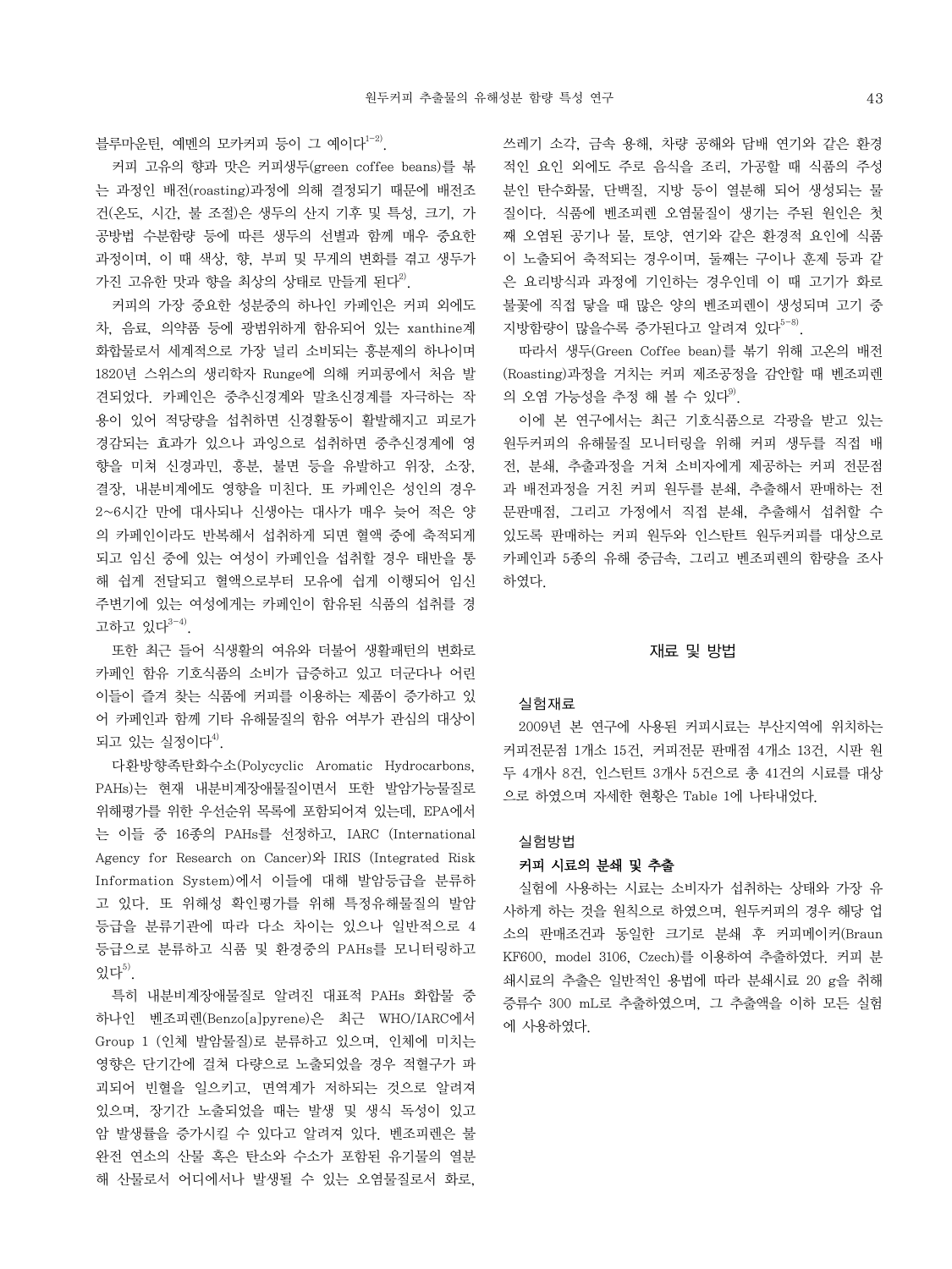블루마운틴, 예멘의 모카커피 등이 그 예이다[1-2].

커피 고유의 향과 맛은 커피생두(green coffee beans)를 볶는 과정인 배전(roasting)과정에 의해 결정되기 때문에 배전조건(온도, 시간, 불 조절)은 생두의 산지 기후 및 특성, 크기, 가공방법 수분함량 등에 따른 생두의 선별과 함께 매우 중요한 과정이며, 이 때 색상, 향, 부피 및 무게의 변화를 겪고 생두가 가진 고유한 맛과 향을 최상의 상태로 만들게 된다[2].

커피의 가장 중요한 성분중의 하나인 카페인은 커피 외에도 차, 음료, 의약품 등에 광범위하게 함유되어 있는 xanthine계 화합물로서 세계적으로 가장 널리 소비되는 흥분제의 하나이며 1820년 스위스의 생리학자 Runge에 의해 커피콩에서 처음 발견되었다. 카페인은 중추신경계와 말초신경계를 자극하는 작용이 있어 적당량을 섭취하면 신경활동이 활발해지고 피로가 경감되는 효과가 있으나 과잉으로 섭취하면 중추신경계에 영향을 미쳐 신경과민, 흥분, 불면 등을 유발하고 위장, 소장, 결장, 내분비계에도 영향을 미친다. 또 카페인은 성인의 경우 2~6시간 만에 대사되나 신생아는 대사가 매우 늦어 적은 양의 카페인이라도 반복해서 섭취하게 되면 혈액 중에 축적되게 되고 임신 중에 있는 여성이 카페인을 섭취할 경우 태반을 통해 쉽게 전달되고 혈액으로부터 모유에 쉽게 이행되어 임신 주변기에 있는 여성에게는 카페인이 함유된 식품의 섭취를 경고하고 있다[3-4].

또한 최근 들어 식생활의 여유와 더불어 생활패턴의 변화로 카페인 함유 기호식품의 소비가 급증하고 있고 더군다나 어린이들이 즐겨 찾는 식품에 커피를 이용하는 제품이 증가하고 있어 카페인과 함께 기타 유해물질의 함유 여부가 관심의 대상이 되고 있는 실정이다[4].

다환방향족탄화수소(Polycyclic Aromatic Hydrocarbons, PAHs)는 현재 내분비계장애물질이면서 또한 발암가능물질로 위해평가를 위한 우선순위 목록에 포함되어져 있는데, EPA에서는 이들 중 16종의 PAHs를 선정하고, IARC (International Agency for Research on Cancer)와 IRIS (Integrated Risk Information System)에서 이들에 대해 발암등급을 분류하고 있다. 또 위해성 확인평가를 위해 특정유해물질의 발암등급을 분류기관에 따라 다소 차이는 있으나 일반적으로 4등급으로 분류하고 식품 및 환경중의 PAHs를 모니터링하고 있다[5].

특히 내분비계장애물질로 알려진 대표적 PAHs 화합물 중 하나인 벤조피렌(Benzo[a]pyrene)은 최근 WHO/IARC에서 Group 1 (인체 발암물질)로 분류하고 있으며, 인체에 미치는 영향은 단기간에 걸쳐 다량으로 노출되었을 경우 적혈구가 파괴되어 빈혈을 일으키고, 면역계가 저하되는 것으로 알려져 있으며, 장기간 노출되었을 때는 발생 및 생식 독성이 있고 암 발생률을 증가시킬 수 있다고 알려져 있다. 벤조피렌은 불완전 연소의 산물 혹은 탄소와 수소가 포함된 유기물의 열분해 산물로서 어디에서나 발생될 수 있는 오염물질로서 화로, 쓰레기 소각, 금속 용해, 차량 공해와 담배 연기와 같은 환경적인 요인 외에도 주로 음식을 조리, 가공할 때 식품의 주성분인 탄수화물, 단백질, 지방 등이 열분해 되어 생성되는 물질이다. 식품에 벤조피렌 오염물질이 생기는 주된 원인은 첫째 오염된 공기나 물, 토양, 연기와 같은 환경적 요인에 식품이 노출되어 축적되는 경우이며, 둘째는 구이나 훈제 등과 같은 요리방식과 과정에 기인하는 경우인데 이 때 고기가 화로 불꽃에 직접 닿을 때 많은 양의 벤조피렌이 생성되며 고기 중 지방함량이 많을수록 증가된다고 알려져 있다[5-8].

따라서 생두(Green Coffee bean)를 볶기 위해 고온의 배전(Roasting)과정을 거치는 커피 제조공정을 감안할 때 벤조피렌의 오염 가능성을 추정 해 볼 수 있다[9].

이에 본 연구에서는 최근 기호식품으로 각광을 받고 있는 원두커피의 유해물질 모니터링을 위해 커피 생두를 직접 배전, 분쇄, 추출과정을 거쳐 소비자에게 제공하는 커피 전문점과 배전과정을 거친 커피 원두를 분쇄, 추출해서 판매하는 전문판매점, 그리고 가정에서 직접 분쇄, 추출해서 섭취할 수 있도록 판매하는 커피 원두와 인스탄트 원두커피를 대상으로 카페인과 5종의 유해 중금속, 그리고 벤조피렌의 함량을 조사하였다.

## 재료 및 방법

### 실험재료

2009년 본 연구에 사용된 커피시료는 부산지역에 위치하는 커피전문점 1개소 15건, 커피전문 판매점 4개소 13건, 시판 원두 4개사 8건, 인스턴트 3개사 5건으로 총 41건의 시료를 대상으로 하였으며 자세한 현황은 Table 1에 나타내었다.

### 실험방법

#### 커피 시료의 분쇄 및 추출

실험에 사용하는 시료는 소비자가 섭취하는 상태와 가장 유사하게 하는 것을 원칙으로 하였으며, 원두커피의 경우 해당 업소의 판매조건과 동일한 크기로 분쇄 후 커피메이커(Braun KF600, model 3106, Czech)를 이용하여 추출하였다. 커피 분쇄시료의 추출은 일반적인 용법에 따라 분쇄시료 20 g을 취해 증류수 300 mL로 추출하였으며, 그 추출액을 이하 모든 실험에 사용하였다.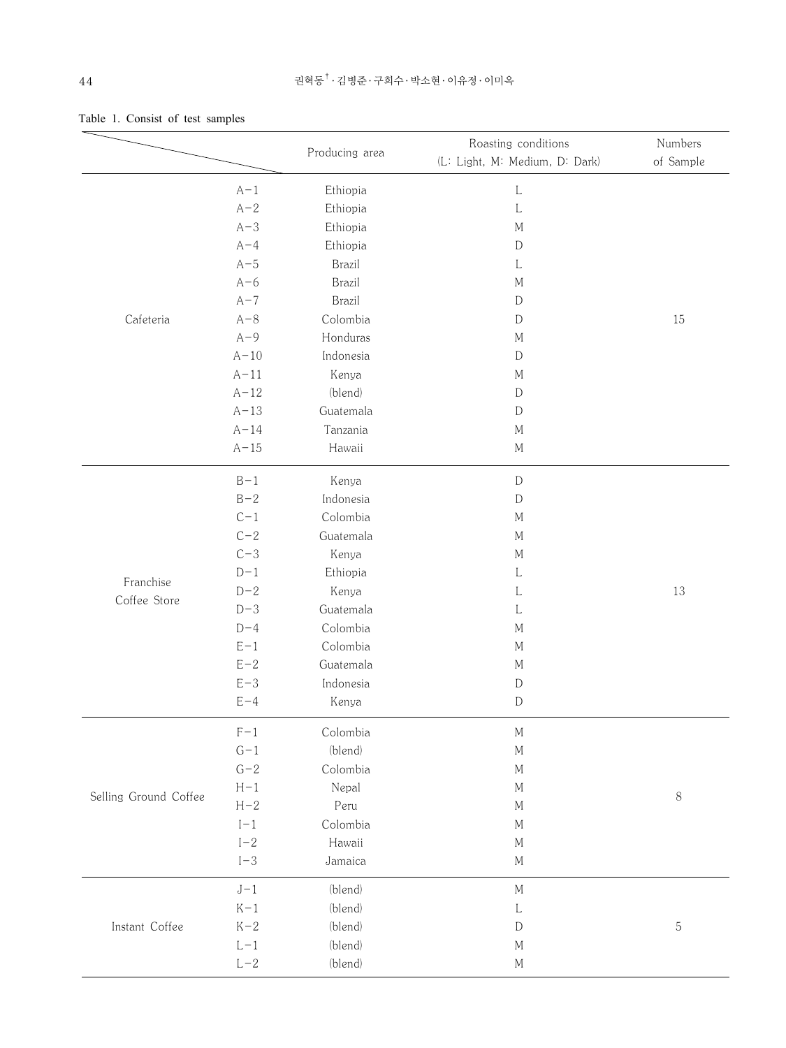Table 1. Consist of test samples

| | | Producing area | Roasting conditions (L: Light, M: Medium, D: Dark) | Numbers of Sample |
|---|---|---|---|---|
| Cafeteria | A-1 | Ethiopia | L | 15 |
| | A-2 | Ethiopia | L | |
| | A-3 | Ethiopia | M | |
| | A-4 | Ethiopia | D | |
| | A-5 | Brazil | L | |
| | A-6 | Brazil | M | |
| | A-7 | Brazil | D | |
| | A-8 | Colombia | D | |
| | A-9 | Honduras | M | |
| | A-10 | Indonesia | D | |
| | A-11 | Kenya | M | |
| | A-12 | (blend) | D | |
| | A-13 | Guatemala | D | |
| | A-14 | Tanzania | M | |
| | A-15 | Hawaii | M | |
| Franchise Coffee Store | B-1 | Kenya | D | 13 |
| | B-2 | Indonesia | D | |
| | C-1 | Colombia | M | |
| | C-2 | Guatemala | M | |
| | C-3 | Kenya | M | |
| | D-1 | Ethiopia | L | |
| | D-2 | Kenya | L | |
| | D-3 | Guatemala | L | |
| | D-4 | Colombia | M | |
| | E-1 | Colombia | M | |
| | E-2 | Guatemala | M | |
| | E-3 | Indonesia | D | |
| | E-4 | Kenya | D | |
| Selling Ground Coffee | F-1 | Colombia | M | 8 |
| | G-1 | (blend) | M | |
| | G-2 | Colombia | M | |
| | H-1 | Nepal | M | |
| | H-2 | Peru | M | |
| | I-1 | Colombia | M | |
| | I-2 | Hawaii | M | |
| | I-3 | Jamaica | M | |
| Instant Coffee | J-1 | (blend) | M | 5 |
| | K-1 | (blend) | L | |
| | K-2 | (blend) | D | |
| | L-1 | (blend) | M | |
| | L-2 | (blend) | M | |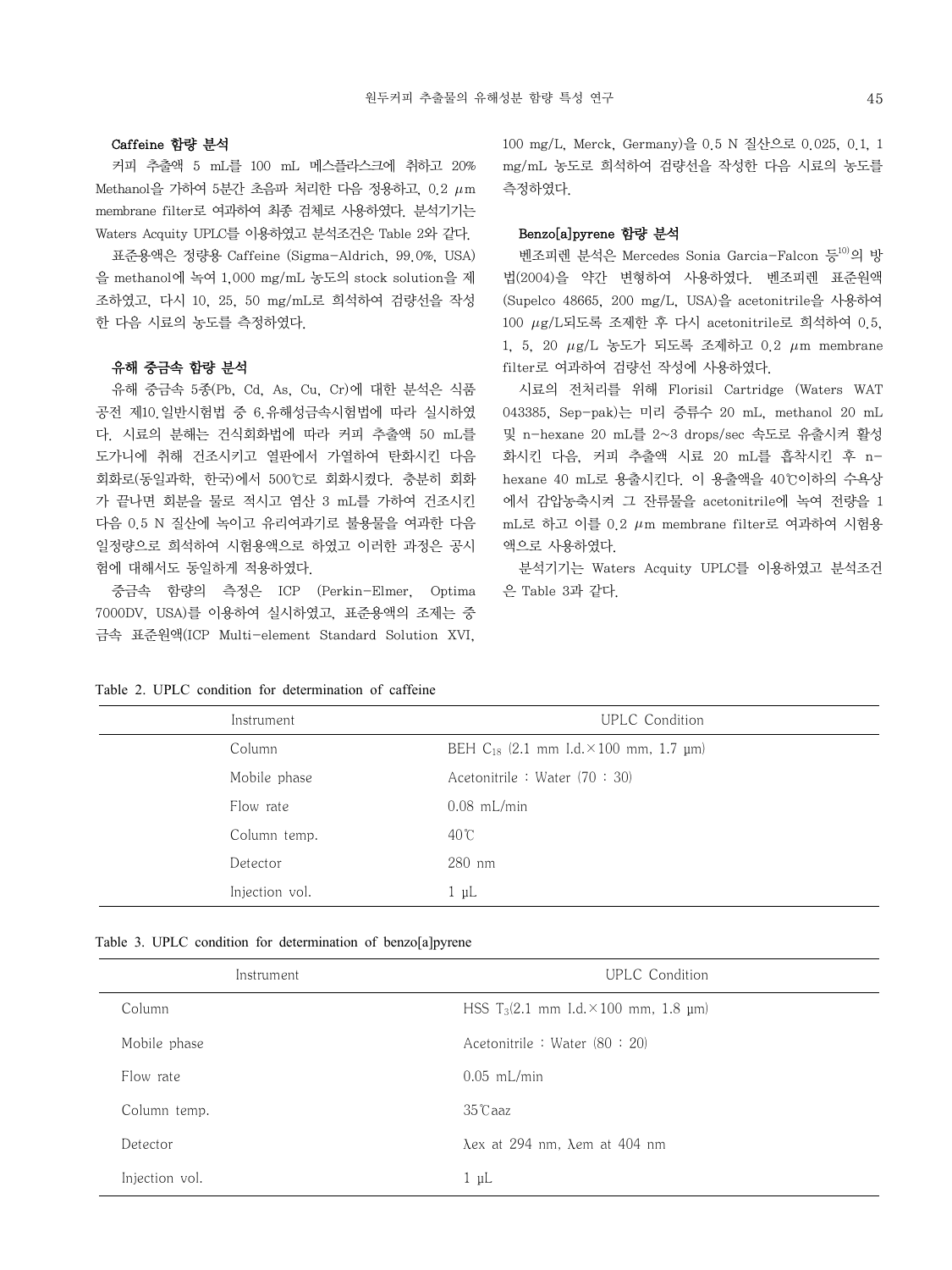### Caffeine 함량 분석

커피 추출액 5 mL를 100 mL 메스플라스크에 취하고 20% Methanol을 가하여 5분간 초음파 처리한 다음 정용하고, 0.2 μm membrane filter로 여과하여 최종 검체로 사용하였다. 분석기기는 Waters Acquity UPLC를 이용하였고 분석조건은 Table 2와 같다.

표준용액은 정량용 Caffeine (Sigma-Aldrich, 99.0%, USA)을 methanol에 녹여 1,000 mg/mL 농도의 stock solution을 제조하였고, 다시 10, 25, 50 mg/mL로 희석하여 검량선을 작성한 다음 시료의 농도를 측정하였다.

### 유해 중금속 함량 분석

유해 중금속 5종(Pb, Cd, As, Cu, Cr)에 대한 분석은 식품공전 제10.일반시험법 중 6.유해성금속시험법에 따라 실시하였다. 시료의 분해는 건식회화법에 따라 커피 추출액 50 mL를 도가니에 취해 건조시키고 열판에서 가열하여 탄화시킨 다음 회화로(동일과학, 한국)에서 500℃로 회화시켰다. 충분히 회화가 끝나면 회분을 물로 적시고 염산 3 mL를 가하여 건조시킨 다음 0.5 N 질산에 녹이고 유리여과기로 불용물을 여과한 다음 일정량으로 희석하여 시험용액으로 하였고 이러한 과정은 공시험에 대해서도 동일하게 적용하였다.

중금속 함량의 측정은 ICP (Perkin-Elmer, Optima 7000DV, USA)를 이용하여 실시하였고, 표준용액의 조제는 중금속 표준원액(ICP Multi-element Standard Solution XVI, 100 mg/L, Merck, Germany)을 0.5 N 질산으로 0.025, 0.1, 1 mg/mL 농도로 희석하여 검량선을 작성한 다음 시료의 농도를 측정하였다.

### Benzo[a]pyrene 함량 분석

벤조피렌 분석은 Mercedes Sonia Garcia-Falcon 등[10]의 방법(2004)을 약간 변형하여 사용하였다. 벤조피렌 표준원액(Supelco 48665, 200 mg/L, USA)을 acetonitrile을 사용하여 100 μg/L되도록 조제한 후 다시 acetonitrile로 희석하여 0.5, 1, 5, 20 μg/L 농도가 되도록 조제하고 0.2 μm membrane filter로 여과하여 검량선 작성에 사용하였다.

시료의 전처리를 위해 Florisil Cartridge (Waters WAT 043385, Sep-pak)는 미리 증류수 20 mL, methanol 20 mL 및 n-hexane 20 mL를 2~3 drops/sec 속도로 유출시켜 활성화시킨 다음, 커피 추출액 시료 20 mL를 흡착시킨 후 n-hexane 40 mL로 용출시킨다. 이 용출액을 40℃이하의 수욕상에서 감압농축시켜 그 잔류물을 acetonitrile에 녹여 전량을 1 mL로 하고 이를 0.2 μm membrane filter로 여과하여 시험용액으로 사용하였다.

분석기기는 Waters Acquity UPLC를 이용하였고 분석조건은 Table 3과 같다.

Table 2. UPLC condition for determination of caffeine

| Instrument | UPLC Condition |
|---|---|
| Column | BEH $C_{18}$ (2.1 mm I.d.×100 mm, 1.7 μm) |
| Mobile phase | Acetonitrile : Water (70 : 30) |
| Flow rate | 0.08 mL/min |
| Column temp. | 40℃ |
| Detector | 280 nm |
| Injection vol. | 1 μL |

Table 3. UPLC condition for determination of benzo[a]pyrene

| Instrument | UPLC Condition |
|---|---|
| Column | HSS $T_3$(2.1 mm I.d.×100 mm, 1.8 μm) |
| Mobile phase | Acetonitrile : Water (80 : 20) |
| Flow rate | 0.05 mL/min |
| Column temp. | 35℃aaz |
| Detector | λex at 294 nm, λem at 404 nm |
| Injection vol. | 1 μL |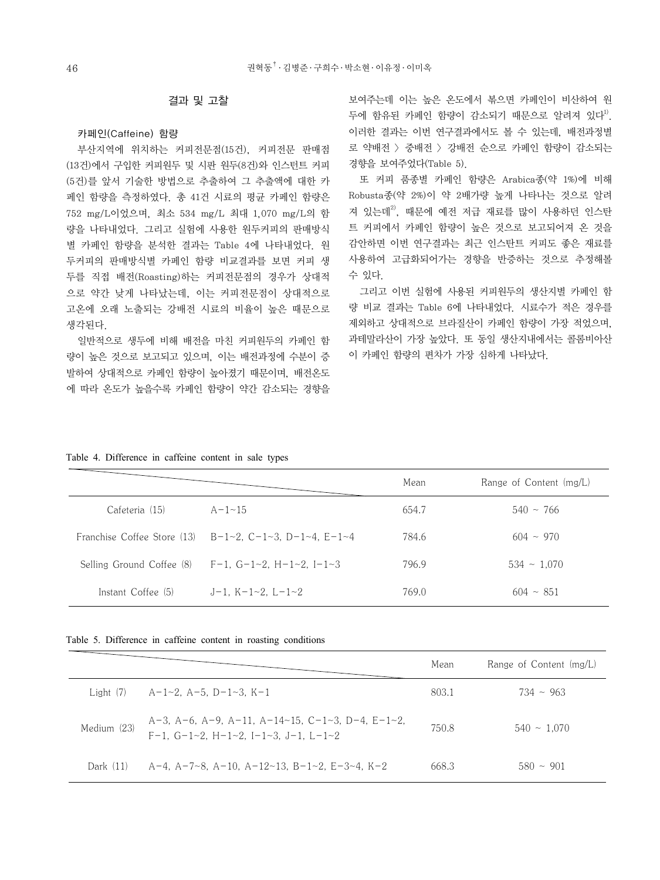## 결과 및 고찰

### 카페인(Caffeine) 함량

부산지역에 위치하는 커피전문점(15건), 커피전문 판매점(13건)에서 구입한 커피원두 및 시판 원두(8건)와 인스턴트 커피(5건)를 앞서 기술한 방법으로 추출하여 그 추출액에 대한 카페인 함량을 측정하였다. 총 41건 시료의 평균 카페인 함량은 752 mg/L이었으며, 최소 534 mg/L 최대 1,070 mg/L의 함량을 나타내었다. 그리고 실험에 사용한 원두커피의 판매방식별 카페인 함량을 분석한 결과는 Table 4에 나타내었다. 원두커피의 판매방식별 카페인 함량 비교결과를 보면 커피 생두를 직접 배전(Roasting)하는 커피전문점의 경우가 상대적으로 약간 낮게 나타났는데, 이는 커피전문점이 상대적으로 고온에 오래 노출되는 강배전 시료의 비율이 높은 때문으로 생각된다.

일반적으로 생두에 비해 배전을 마친 커피원두의 카페인 함량이 높은 것으로 보고되고 있으며, 이는 배전과정에 수분이 증발하여 상대적으로 카페인 함량이 높아졌기 때문이며, 배전온도에 따라 온도가 높을수록 카페인 함량이 약간 감소되는 경향을 보여주는데 이는 높은 온도에서 볶으면 카페인이 비산하여 원두에 함유된 카페인 함량이 감소되기 때문으로 알려져 있다[1]. 이러한 결과는 이번 연구결과에서도 볼 수 있는데, 배전과정별로 약배전 > 중배전 > 강배전 순으로 카페인 함량이 감소되는 경향을 보여주었다(Table 5).

또 커피 품종별 카페인 함량은 Arabica종(약 1%)에 비해 Robusta종(약 2%)이 약 2배가량 높게 나타나는 것으로 알려져 있는데[2], 때문에 예전 저급 재료를 많이 사용하던 인스탄트 커피에서 카페인 함량이 높은 것으로 보고되어져 온 것을 감안하면 이번 연구결과는 최근 인스탄트 커피도 좋은 재료를 사용하여 고급화되어가는 경향을 반증하는 것으로 추정해볼 수 있다.

그리고 이번 실험에 사용된 커피원두의 생산지별 카페인 함량 비교 결과는 Table 6에 나타내었다. 시료수가 적은 경우를 제외하고 상대적으로 브라질산이 카페인 함량이 가장 적었으며, 과테말라산이 가장 높았다. 또 동일 생산지내에서는 콜롬비아산이 카페인 함량의 편차가 가장 심하게 나타났다.

Table 4. Difference in caffeine content in sale types

| | | Mean | Range of Content (mg/L) |
|---|---|---|---|
| Cafeteria (15) | A-1~15 | 654.7 | 540 ~ 766 |
| Franchise Coffee Store (13) | B-1~2, C-1~3, D-1~4, E-1~4 | 784.6 | 604 ~ 970 |
| Selling Ground Coffee (8) | F-1, G-1~2, H-1~2, I-1~3 | 796.9 | 534 ~ 1,070 |
| Instant Coffee (5) | J-1, K-1~2, L-1~2 | 769.0 | 604 ~ 851 |

Table 5. Difference in caffeine content in roasting conditions

| | | Mean | Range of Content (mg/L) |
|---|---|---|---|
| Light (7) | A-1~2, A-5, D-1~3, K-1 | 803.1 | 734 ~ 963 |
| Medium (23) | A-3, A-6, A-9, A-11, A-14~15, C-1~3, D-4, E-1~2, F-1, G-1~2, H-1~2, I-1~3, J-1, L-1~2 | 750.8 | 540 ~ 1,070 |
| Dark (11) | A-4, A-7~8, A-10, A-12~13, B-1~2, E-3~4, K-2 | 668.3 | 580 ~ 901 |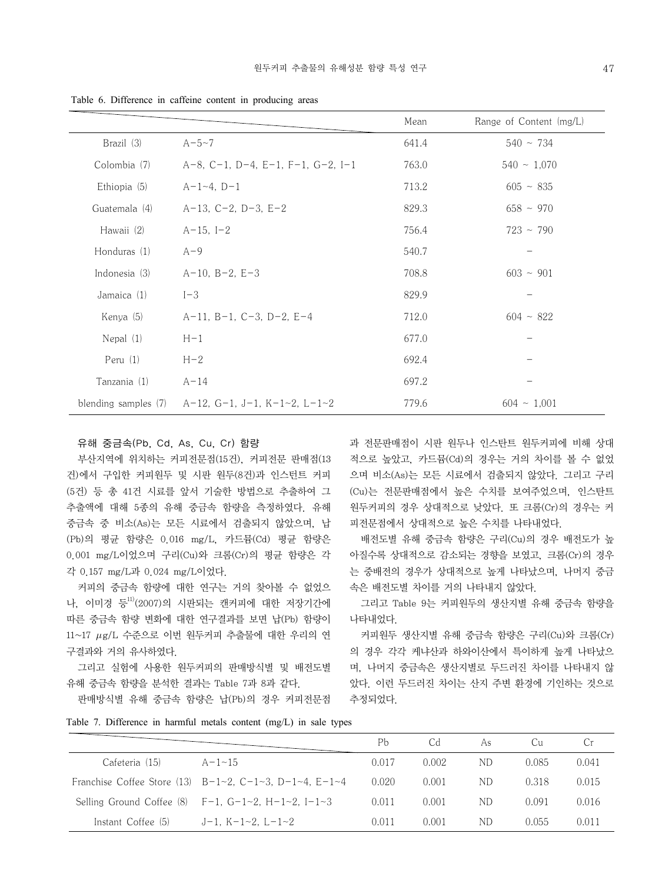Table 6. Difference in caffeine content in producing areas

| | | Mean | Range of Content (mg/L) |
|---|---|---|---|
| Brazil (3) | A-5~7 | 641.4 | 540 ~ 734 |
| Colombia (7) | A-8, C-1, D-4, E-1, F-1, G-2, I-1 | 763.0 | 540 ~ 1,070 |
| Ethiopia (5) | A-1~4, D-1 | 713.2 | 605 ~ 835 |
| Guatemala (4) | A-13, C-2, D-3, E-2 | 829.3 | 658 ~ 970 |
| Hawaii (2) | A-15, I-2 | 756.4 | 723 ~ 790 |
| Honduras (1) | A-9 | 540.7 | - |
| Indonesia (3) | A-10, B-2, E-3 | 708.8 | 603 ~ 901 |
| Jamaica (1) | I-3 | 829.9 | - |
| Kenya (5) | A-11, B-1, C-3, D-2, E-4 | 712.0 | 604 ~ 822 |
| Nepal (1) | H-1 | 677.0 | - |
| Peru (1) | H-2 | 692.4 | - |
| Tanzania (1) | A-14 | 697.2 | - |
| blending samples (7) | A-12, G-1, J-1, K-1~2, L-1~2 | 779.6 | 604 ~ 1,001 |

### 유해 중금속(Pb, Cd, As, Cu, Cr) 함량

부산지역에 위치하는 커피전문점(15건), 커피전문 판매점(13건)에서 구입한 커피원두 및 시판 원두(8건)과 인스턴트 커피(5건) 등 총 41건 시료를 앞서 기술한 방법으로 추출하여 그 추출액에 대해 5종의 유해 중금속 함량을 측정하였다. 유해 중금속 중 비소(As)는 모든 시료에서 검출되지 않았으며, 납(Pb)의 평균 함량은 0.016 mg/L, 카드뮴(Cd) 평균 함량은 0.001 mg/L이었으며 구리(Cu)와 크롬(Cr)의 평균 함량은 각각 0.157 mg/L과 0.024 mg/L이었다.

커피의 중금속 함량에 대한 연구는 거의 찾아볼 수 없었으나, 이미경 등[11](2007)의 시판되는 캔커피에 대한 저장기간에 따른 중금속 함량 변화에 대한 연구결과를 보면 납(Pb) 함량이 11~17 $\mu$g/L 수준으로 이번 원두커피 추출물에 대한 우리의 연구결과와 거의 유사하였다.

그리고 실험에 사용한 원두커피의 판매방식별 및 배전도별 유해 중금속 함량을 분석한 결과는 Table 7과 8과 같다.

판매방식별 유해 중금속 함량은 납(Pb)의 경우 커피전문점과 전문판매점이 시판 원두나 인스탄트 원두커피에 비해 상대적으로 높았고, 카드뮴(Cd)의 경우는 거의 차이를 볼 수 없었으며 비소(As)는 모든 시료에서 검출되지 않았다. 그리고 구리(Cu)는 전문판매점에서 높은 수치를 보여주었으며, 인스탄트 원두커피의 경우 상대적으로 낮았다. 또 크롬(Cr)의 경우는 커피전문점에서 상대적으로 높은 수치를 나타내었다.

배전도별 유해 중금속 함량은 구리(Cu)의 경우 배전도가 높아질수록 상대적으로 감소되는 경향을 보였고, 크롬(Cr)의 경우는 중배전의 경우가 상대적으로 높게 나타났으며, 나머지 중금속은 배전도별 차이를 거의 나타내지 않았다.

그리고 Table 9는 커피원두의 생산지별 유해 중금속 함량을 나타내었다.

커피원두 생산지별 유해 중금속 함량은 구리(Cu)와 크롬(Cr)의 경우 각각 케냐산과 하와이산에서 특이하게 높게 나타났으며, 나머지 중금속은 생산지별로 두드러진 차이를 나타내지 않았다. 이런 두드러진 차이는 산지 주변 환경에 기인하는 것으로 추정되었다.

Table 7. Difference in harmful metals content (mg/L) in sale types

| | | Pb | Cd | As | Cu | Cr |
|---|---|---|---|---|---|---|
| Cafeteria (15) | A-1~15 | 0.017 | 0.002 | ND | 0.085 | 0.041 |
| Franchise Coffee Store (13) | B-1~2, C-1~3, D-1~4, E-1~4 | 0.020 | 0.001 | ND | 0.318 | 0.015 |
| Selling Ground Coffee (8) | F-1, G-1~2, H-1~2, I-1~3 | 0.011 | 0.001 | ND | 0.091 | 0.016 |
| Instant Coffee (5) | J-1, K-1~2, L-1~2 | 0.011 | 0.001 | ND | 0.055 | 0.011 |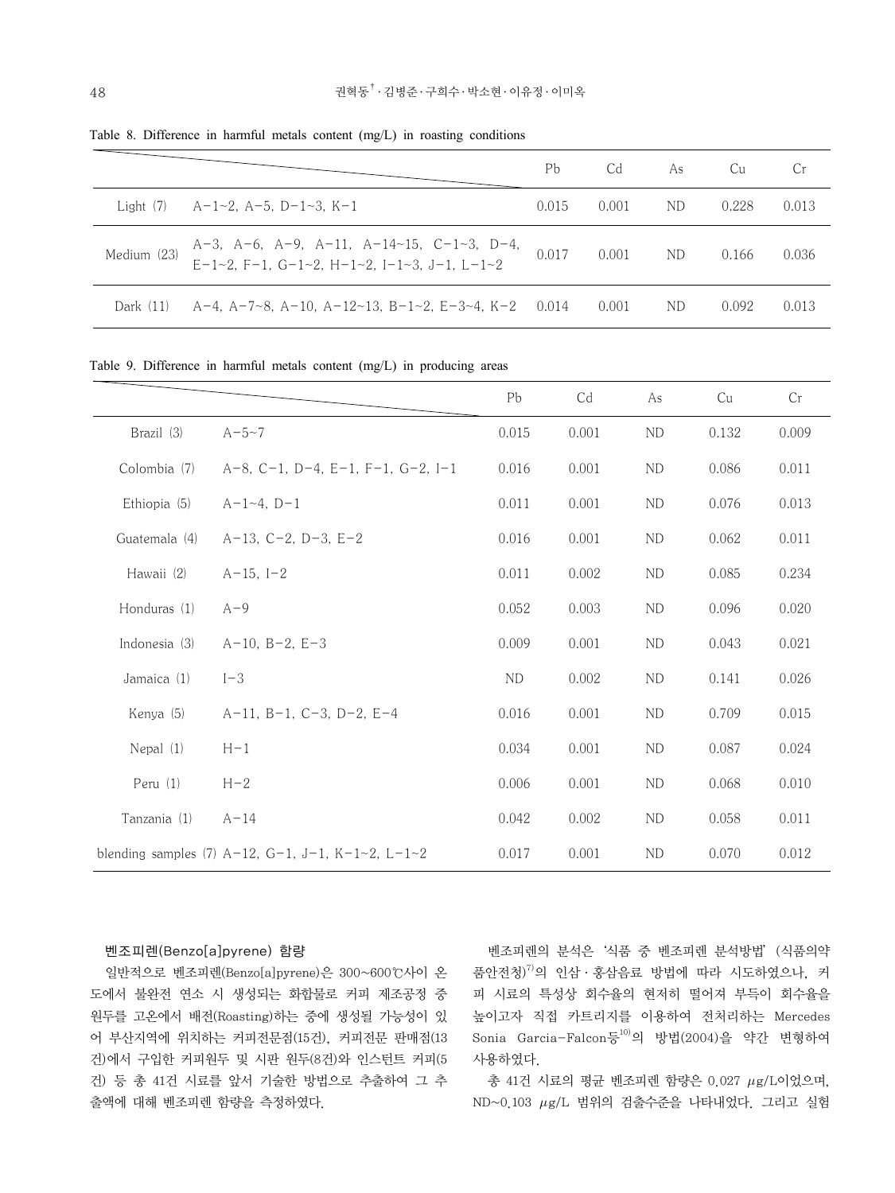Table 8. Difference in harmful metals content (mg/L) in roasting conditions

| | | Pb | Cd | As | Cu | Cr |
|---|---|---|---|---|---|---|
| Light (7) | A-1~2, A-5, D-1~3, K-1 | 0.015 | 0.001 | ND | 0.228 | 0.013 |
| Medium (23) | A-3, A-6, A-9, A-11, A-14~15, C-1~3, D-4, E-1~2, F-1, G-1~2, H-1~2, I-1~3, J-1, L-1~2 | 0.017 | 0.001 | ND | 0.166 | 0.036 |
| Dark (11) | A-4, A-7~8, A-10, A-12~13, B-1~2, E-3~4, K-2 | 0.014 | 0.001 | ND | 0.092 | 0.013 |

Table 9. Difference in harmful metals content (mg/L) in producing areas

| | | Pb | Cd | As | Cu | Cr |
|---|---|---|---|---|---|---|
| Brazil (3) | A-5~7 | 0.015 | 0.001 | ND | 0.132 | 0.009 |
| Colombia (7) | A-8, C-1, D-4, E-1, F-1, G-2, I-1 | 0.016 | 0.001 | ND | 0.086 | 0.011 |
| Ethiopia (5) | A-1~4, D-1 | 0.011 | 0.001 | ND | 0.076 | 0.013 |
| Guatemala (4) | A-13, C-2, D-3, E-2 | 0.016 | 0.001 | ND | 0.062 | 0.011 |
| Hawaii (2) | A-15, I-2 | 0.011 | 0.002 | ND | 0.085 | 0.234 |
| Honduras (1) | A-9 | 0.052 | 0.003 | ND | 0.096 | 0.020 |
| Indonesia (3) | A-10, B-2, E-3 | 0.009 | 0.001 | ND | 0.043 | 0.021 |
| Jamaica (1) | I-3 | ND | 0.002 | ND | 0.141 | 0.026 |
| Kenya (5) | A-11, B-1, C-3, D-2, E-4 | 0.016 | 0.001 | ND | 0.709 | 0.015 |
| Nepal (1) | H-1 | 0.034 | 0.001 | ND | 0.087 | 0.024 |
| Peru (1) | H-2 | 0.006 | 0.001 | ND | 0.068 | 0.010 |
| Tanzania (1) | A-14 | 0.042 | 0.002 | ND | 0.058 | 0.011 |
| blending samples (7) | A-12, G-1, J-1, K-1~2, L-1~2 | 0.017 | 0.001 | ND | 0.070 | 0.012 |

### 벤조피렌(Benzo[a]pyrene) 함량

일반적으로 벤조피렌(Benzo[a]pyrene)은 300~600℃사이 온도에서 불완전 연소 시 생성되는 화합물로 커피 제조공정 중 원두를 고온에서 배전(Roasting)하는 중에 생성될 가능성이 있어 부산지역에 위치하는 커피전문점(15건), 커피전문 판매점(13건)에서 구입한 커피원두 및 시판 원두(8건)와 인스턴트 커피(5건) 등 총 41건 시료를 앞서 기술한 방법으로 추출하여 그 추출액에 대해 벤조피렌 함량을 측정하였다.

벤조피렌의 분석은 '식품 중 벤조피렌 분석방법' (식품의약품안전청)[7]의 인삼·홍삼음료 방법에 따라 시도하였으나, 커피 시료의 특성상 회수율의 현저히 떨어져 부득이 회수율을 높이고자 직접 카트리지를 이용하여 전처리하는 Mercedes Sonia Garcia-Falcon등[10]의 방법(2004)을 약간 변형하여 사용하였다.

총 41건 시료의 평균 벤조피렌 함량은 0.027 $\mu$g/L이었으며, ND~0.103 $\mu$g/L 범위의 검출수준을 나타내었다. 그리고 실험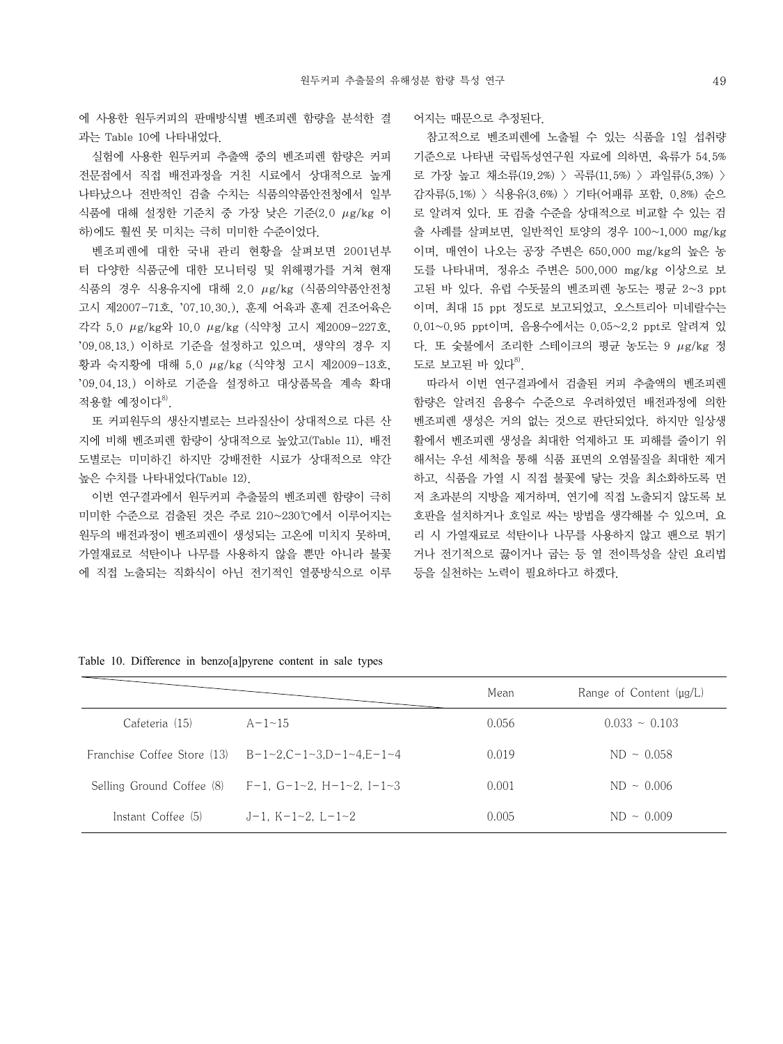에 사용한 원두커피의 판매방식별 벤조피렌 함량을 분석한 결과는 Table 10에 나타내었다.

실험에 사용한 원두커피 추출액 중의 벤조피렌 함량은 커피 전문점에서 직접 배전과정을 거친 시료에서 상대적으로 높게 나타났으나 전반적인 검출 수치는 식품의약품안전청에서 일부 식품에 대해 설정한 기준치 중 가장 낮은 기준(2.0 μg/kg 이하)에도 훨씬 못 미치는 극히 미미한 수준이었다.

벤조피렌에 대한 국내 관리 현황을 살펴보면 2001년부터 다양한 식품군에 대한 모니터링 및 위해평가를 거쳐 현재 식품의 경우 식용유지에 대해 2.0 μg/kg (식품의약품안전청 고시 제2007-71호, '07.10.30.), 훈제 어육과 훈제 건조어육은 각각 5.0 μg/kg와 10.0 μg/kg (식약청 고시 제2009-227호, '09.08.13.) 이하로 기준을 설정하고 있으며, 생약의 경우 지황과 숙지황에 대해 5.0 μg/kg (식약청 고시 제2009-13호, '09.04.13.) 이하로 기준을 설정하고 대상품목을 계속 확대 적용할 예정이다[8].

또 커피원두의 생산지별로는 브라질산이 상대적으로 다른 산지에 비해 벤조피렌 함량이 상대적으로 높았고(Table 11), 배전도별로는 미미하긴 하지만 강배전한 시료가 상대적으로 약간 높은 수치를 나타내었다(Table 12).

이번 연구결과에서 원두커피 추출물의 벤조피렌 함량이 극히 미미한 수준으로 검출된 것은 주로 210~230℃에서 이루어지는 원두의 배전과정이 벤조피렌이 생성되는 고온에 미치지 못하며, 가열재료로 석탄이나 나무를 사용하지 않을 뿐만 아니라 불꽃에 직접 노출되는 직화식이 아닌 전기적인 열풍방식으로 이루어지는 때문으로 추정된다.

참고적으로 벤조피렌에 노출될 수 있는 식품을 1일 섭취량 기준으로 나타낸 국립독성연구원 자료에 의하면, 육류가 54.5%로 가장 높고 채소류(19.2%) 〉 곡류(11.5%) 〉 과일류(5.3%) 〉 감자류(5.1%) 〉 식용유(3.6%) 〉 기타(어패류 포함, 0.8%) 순으로 알려져 있다. 또 검출 수준을 상대적으로 비교할 수 있는 검출 사례를 살펴보면, 일반적인 토양의 경우 100~1,000 mg/kg이며, 매연이 나오는 공장 주변은 650,000 mg/kg의 높은 농도를 나타내며, 정유소 주변은 500,000 mg/kg 이상으로 보고된 바 있다. 유럽 수돗물의 벤조피렌 농도는 평균 2~3 ppt이며, 최대 15 ppt 정도로 보고되었고, 오스트리아 미네랄수는 0.01~0.95 ppt이며, 음용수에서는 0.05~2.2 ppt로 알려져 있다. 또 숯불에서 조리한 스테이크의 평균 농도는 9 μg/kg 정도로 보고된 바 있다[8].

따라서 이번 연구결과에서 검출된 커피 추출액의 벤조피렌 함량은 알려진 음용수 수준으로 우려하였던 배전과정에 의한 벤조피렌 생성은 거의 없는 것으로 판단되었다. 하지만 일상생활에서 벤조피렌 생성을 최대한 억제하고 또 피해를 줄이기 위해서는 우선 세척을 통해 식품 표면의 오염물질을 최대한 제거하고, 식품을 가열 시 직접 불꽃에 닿는 것을 최소화하도록 먼저 초과분의 지방을 제거하며, 연기에 직접 노출되지 않도록 보호판을 설치하거나 호일로 싸는 방법을 생각해볼 수 있으며, 요리 시 가열재료로 석탄이나 나무를 사용하지 않고 팬으로 튀기거나 전기적으로 끓이거나 굽는 등 열 전이특성을 살린 요리법 등을 실천하는 노력이 필요하다고 하겠다.

Table 10. Difference in benzo[a]pyrene content in sale types

| | | Mean | Range of Content (μg/L) |
|---|---|---|---|
| Cafeteria (15) | A-1~15 | 0.056 | 0.033 ~ 0.103 |
| Franchise Coffee Store (13) | B-1~2,C-1~3,D-1~4,E-1~4 | 0.019 | ND ~ 0.058 |
| Selling Ground Coffee (8) | F-1, G-1~2, H-1~2, I-1~3 | 0.001 | ND ~ 0.006 |
| Instant Coffee (5) | J-1, K-1~2, L-1~2 | 0.005 | ND ~ 0.009 |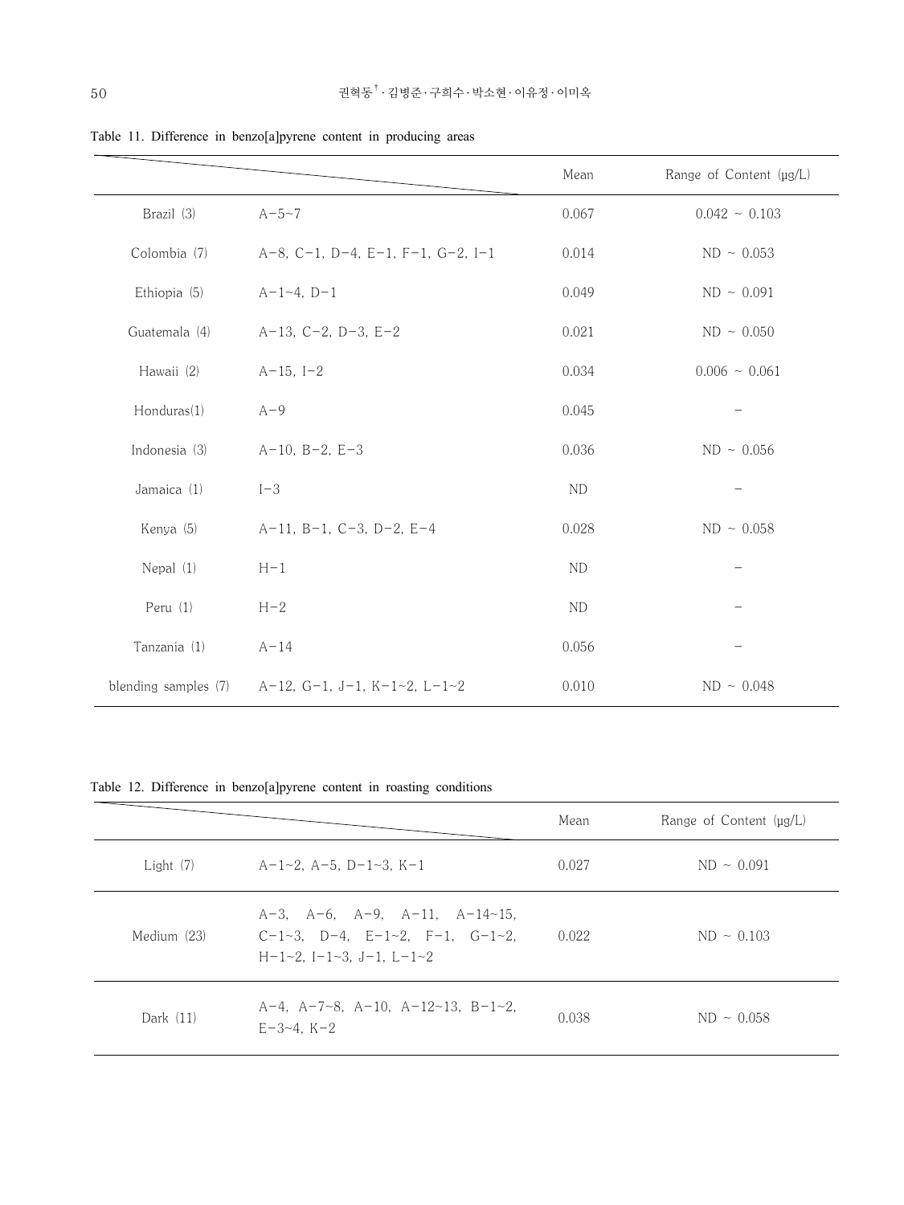Table 11. Difference in benzo[a]pyrene content in producing areas

| | | Mean | Range of Content (μg/L) |
|---|---|---|---|
| Brazil (3) | A-5~7 | 0.067 | 0.042 ~ 0.103 |
| Colombia (7) | A-8, C-1, D-4, E-1, F-1, G-2, I-1 | 0.014 | ND ~ 0.053 |
| Ethiopia (5) | A-1~4, D-1 | 0.049 | ND ~ 0.091 |
| Guatemala (4) | A-13, C-2, D-3, E-2 | 0.021 | ND ~ 0.050 |
| Hawaii (2) | A-15, I-2 | 0.034 | 0.006 ~ 0.061 |
| Honduras(1) | A-9 | 0.045 | - |
| Indonesia (3) | A-10, B-2, E-3 | 0.036 | ND ~ 0.056 |
| Jamaica (1) | I-3 | ND | - |
| Kenya (5) | A-11, B-1, C-3, D-2, E-4 | 0.028 | ND ~ 0.058 |
| Nepal (1) | H-1 | ND | - |
| Peru (1) | H-2 | ND | - |
| Tanzania (1) | A-14 | 0.056 | - |
| blending samples (7) | A-12, G-1, J-1, K-1~2, L-1~2 | 0.010 | ND ~ 0.048 |

Table 12. Difference in benzo[a]pyrene content in roasting conditions

| | | Mean | Range of Content (μg/L) |
|---|---|---|---|
| Light (7) | A-1~2, A-5, D-1~3, K-1 | 0.027 | ND ~ 0.091 |
| Medium (23) | A-3, A-6, A-9, A-11, A-14~15, C-1~3, D-4, E-1~2, F-1, G-1~2, H-1~2, I-1~3, J-1, L-1~2 | 0.022 | ND ~ 0.103 |
| Dark (11) | A-4, A-7~8, A-10, A-12~13, B-1~2, E-3~4, K-2 | 0.038 | ND ~ 0.058 |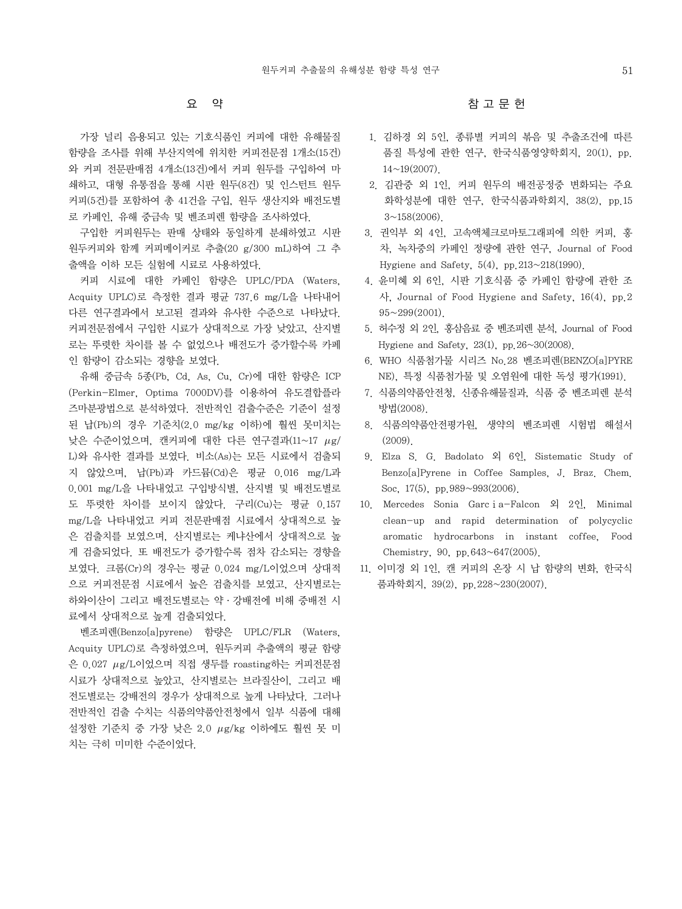## 요 약

가장 널리 음용되고 있는 기호식품인 커피에 대한 유해물질 함량을 조사를 위해 부산지역에 위치한 커피전문점 1개소(15건)와 커피 전문판매점 4개소(13건)에서 커피 원두를 구입하여 마쇄하고, 대형 유통점을 통해 시판 원두(8건) 및 인스턴트 원두커피(5건)를 포함하여 총 41건을 구입, 원두 생산지와 배전도별로 카페인, 유해 중금속 및 벤조피렌 함량을 조사하였다.

구입한 커피원두는 판매 상태와 동일하게 분쇄하였고 시판 원두커피와 함께 커피메이커로 추출(20 g/300 mL)하여 그 추출액을 이하 모든 실험에 시료로 사용하였다.

커피 시료에 대한 카페인 함량은 UPLC/PDA (Waters, Acquity UPLC)로 측정한 결과 평균 737.6 mg/L을 나타내어 다른 연구결과에서 보고된 결과와 유사한 수준으로 나타났다. 커피전문점에서 구입한 시료가 상대적으로 가장 낮았고, 산지별로는 뚜렷한 차이를 볼 수 없었으나 배전도가 증가할수록 카페인 함량이 감소되는 경향을 보였다.

유해 중금속 5종(Pb, Cd, As, Cu, Cr)에 대한 함량은 ICP (Perkin-Elmer, Optima 7000DV)를 이용하여 유도결합플라즈마분광법으로 분석하였다. 전반적인 검출수준은 기준이 설정된 납(Pb)의 경우 기준치(2.0 mg/kg 이하)에 훨씬 못미치는 낮은 수준이었으며, 캔커피에 대한 다른 연구결과(11~17 $\mu$g/L)와 유사한 결과를 보였다. 비소(As)는 모든 시료에서 검출되지 않았으며, 납(Pb)과 카드뮴(Cd)은 평균 0.016 mg/L과 0.001 mg/L을 나타내었고 구입방식별, 산지별 및 배전도별로도 뚜렷한 차이를 보이지 않았다. 구리(Cu)는 평균 0.157 mg/L을 나타내었고 커피 전문판매점 시료에서 상대적으로 높은 검출치를 보였으며, 산지별로는 케냐산에서 상대적으로 높게 검출되었다. 또 배전도가 증가할수록 점차 감소되는 경향을 보였다. 크롬(Cr)의 경우는 평균 0.024 mg/L이었으며 상대적으로 커피전문점 시료에서 높은 검출치를 보였고, 산지별로는 하와이산이 그리고 배전도별로는 약·강배전에 비해 중배전 시료에서 상대적으로 높게 검출되었다.

벤조피렌(Benzo[a]pyrene) 함량은 UPLC/FLR (Waters, Acquity UPLC)로 측정하였으며, 원두커피 추출액의 평균 함량은 0.027 $\mu$g/L이었으며 직접 생두를 roasting하는 커피전문점 시료가 상대적으로 높았고, 산지별로는 브라질산이, 그리고 배전도별로는 강배전의 경우가 상대적으로 높게 나타났다. 그러나 전반적인 검출 수치는 식품의약품안전청에서 일부 식품에 대해 설정한 기준치 중 가장 낮은 2.0 $\mu$g/kg 이하에도 훨씬 못 미치는 극히 미미한 수준이었다.

## 참 고 문 헌

1. 김하경 외 5인, 종류별 커피의 볶음 및 추출조건에 따른 품질 특성에 관한 연구, 한국식품영양학회지, 20(1), pp. 14~19(2007).
2. 김관중 외 1인, 커피 원두의 배전공정중 변화되는 주요 화학성분에 대한 연구, 한국식품과학회지, 38(2), pp.153~158(2006).
3. 권익부 외 4인, 고속액체크로마토그래피에 의한 커피, 홍차, 녹차중의 카페인 정량에 관한 연구, Journal of Food Hygiene and Safety, 5(4), pp.213~218(1990).
4. 윤미혜 외 6인, 시판 기호식품 중 카페인 함량에 관한 조사, Journal of Food Hygiene and Safety, 16(4), pp.295~299(2001).
5. 허수정 외 2인, 홍삼음료 중 벤조피렌 분석, Journal of Food Hygiene and Safety, 23(1), pp.26~30(2008).
6. WHO 식품첨가물 시리즈 No.28 벤조피렌(BENZO[a]PYRENE), 특정 식품첨가물 및 오염원에 대한 독성 평가(1991).
7. 식품의약품안전청, 신종유해물질과, 식품 중 벤조피렌 분석방법(2008).
8. 식품의약품안전평가원, 생약의 벤조피렌 시험법 해설서(2009).
9. Elza S. G. Badolato 외 6인, Sistematic Study of Benzo[a]Pyrene in Coffee Samples, J. Braz. Chem. Soc, 17(5), pp.989~993(2006).
10. Mercedes Sonia Garcia-Falcon 외 2인, Minimal clean-up and rapid determination of polycyclic aromatic hydrocarbons in instant coffee, Food Chemistry, 90, pp.643~647(2005).
11. 이미경 외 1인, 캔 커피의 온장 시 납 함량의 변화, 한국식품과학회지, 39(2), pp.228~230(2007).